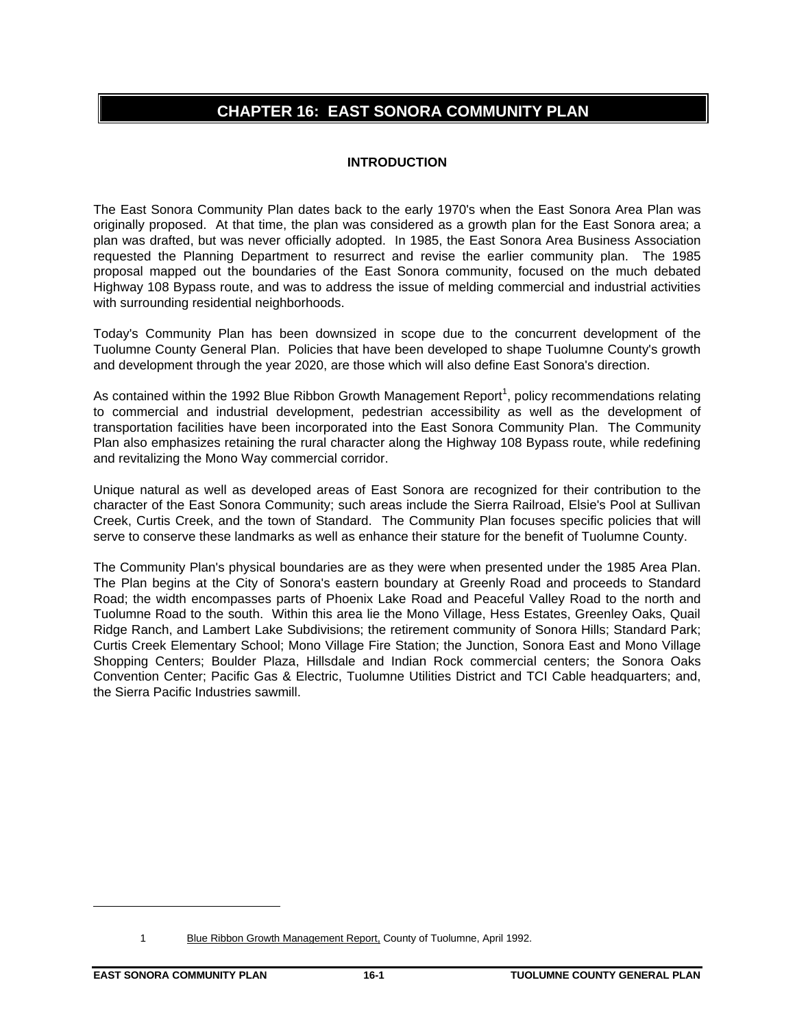# CHAPTER 16: EAST SONORA COMMUNITY PLAN

## INTRODUCTION

The East Sonora Community Plan dates back to the early 1970's when the East Sonora Area Plan was originally proposed. At that time, the plan was considered as a growth plan for the East Sonora area; a plan was drafted, but was never officially adopted. In 1985, the East Sonora Area Business Association requested the Planning Department to resurrect and revise the earlier community plan. The 1985 proposal mapped out the boundaries of the East Sonora community, focused on the much debated Highway 108 Bypass route, and was to address the issue of melding commercial and industrial activities with surrounding residential neighborhoods.

Today's Community Plan has been downsized in scope due to the concurrent development of the Tuolumne County General Plan. Policies that have been developed to shape Tuolumne County's growth and development through the year 2020, are those which will also define East Sonora's direction.

As contained within the 1992 Blue Ribbon Growth Management Report[1], policy recommendations relating to commercial and industrial development, pedestrian accessibility as well as the development of transportation facilities have been incorporated into the East Sonora Community Plan. The Community Plan also emphasizes retaining the rural character along the Highway 108 Bypass route, while redefining and revitalizing the Mono Way commercial corridor.

Unique natural as well as developed areas of East Sonora are recognized for their contribution to the character of the East Sonora Community; such areas include the Sierra Railroad, Elsie's Pool at Sullivan Creek, Curtis Creek, and the town of Standard. The Community Plan focuses specific policies that will serve to conserve these landmarks as well as enhance their stature for the benefit of Tuolumne County.

The Community Plan's physical boundaries are as they were when presented under the 1985 Area Plan. The Plan begins at the City of Sonora's eastern boundary at Greenly Road and proceeds to Standard Road; the width encompasses parts of Phoenix Lake Road and Peaceful Valley Road to the north and Tuolumne Road to the south. Within this area lie the Mono Village, Hess Estates, Greenley Oaks, Quail Ridge Ranch, and Lambert Lake Subdivisions; the retirement community of Sonora Hills; Standard Park; Curtis Creek Elementary School; Mono Village Fire Station; the Junction, Sonora East and Mono Village Shopping Centers; Boulder Plaza, Hillsdale and Indian Rock commercial centers; the Sonora Oaks Convention Center; Pacific Gas & Electric, Tuolumne Utilities District and TCI Cable headquarters; and, the Sierra Pacific Industries sawmill.

---

1 Blue Ribbon Growth Management Report, County of Tuolumne, April 1992.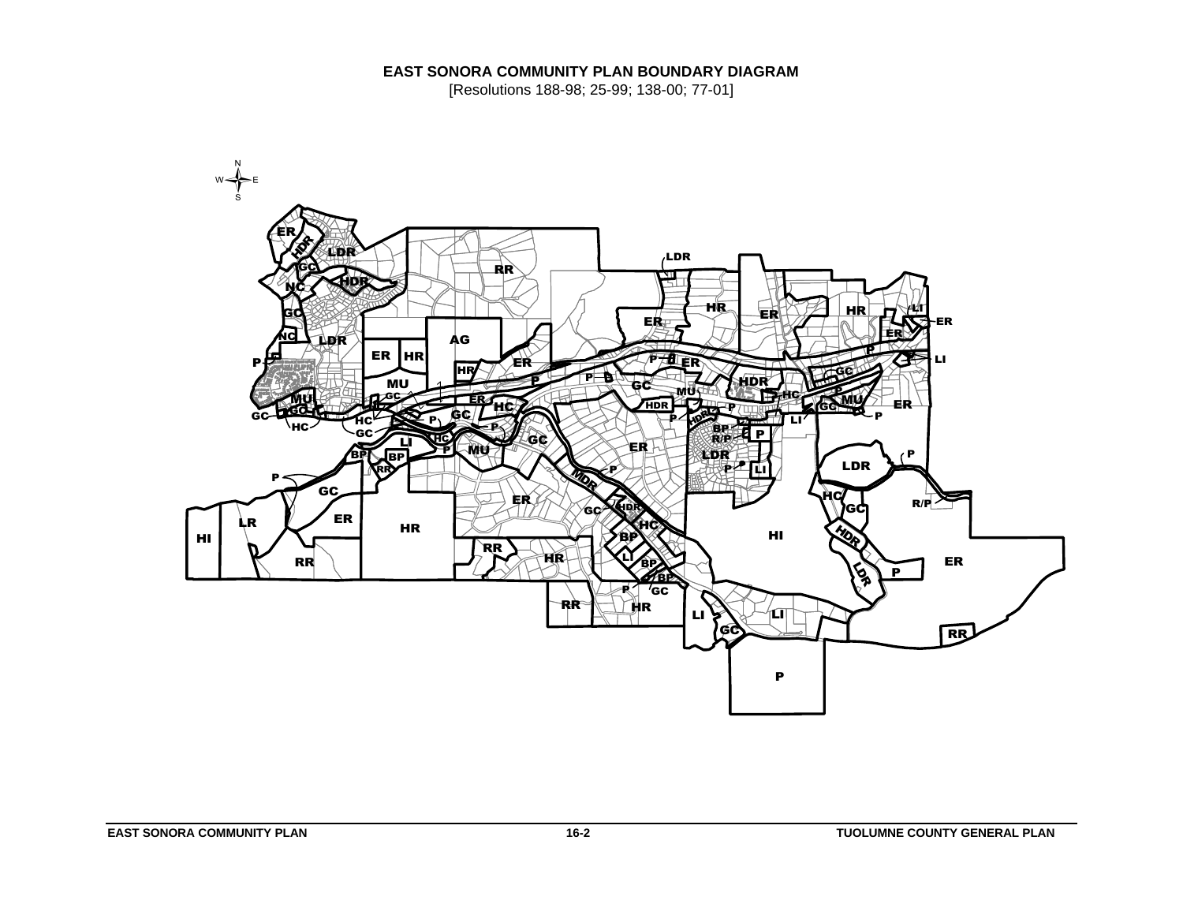# EAST SONORA COMMUNITY PLAN BOUNDARY DIAGRAM

[Resolutions 188-98; 25-99; 138-00; 77-01]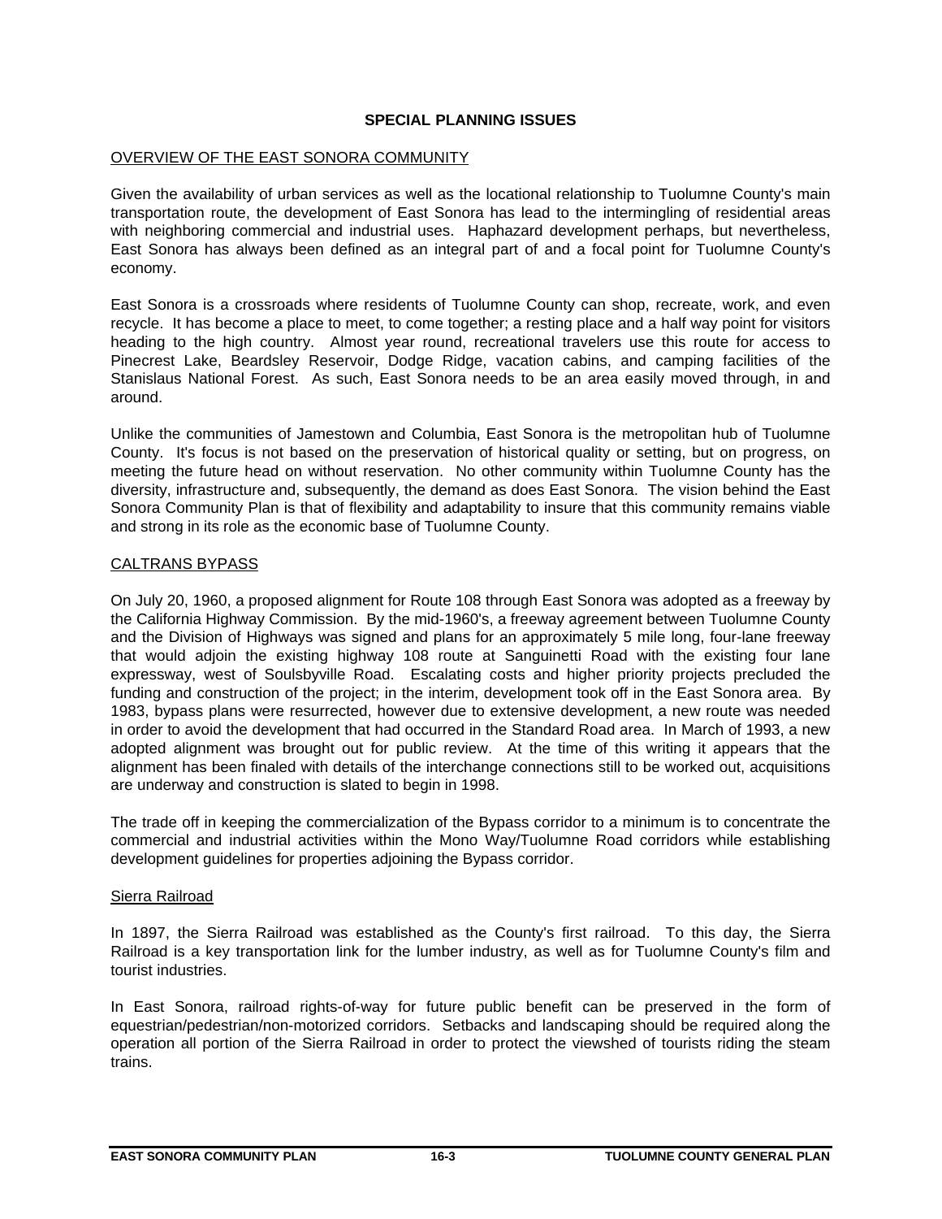## SPECIAL PLANNING ISSUES

### OVERVIEW OF THE EAST SONORA COMMUNITY

Given the availability of urban services as well as the locational relationship to Tuolumne County's main transportation route, the development of East Sonora has lead to the intermingling of residential areas with neighboring commercial and industrial uses. Haphazard development perhaps, but nevertheless, East Sonora has always been defined as an integral part of and a focal point for Tuolumne County's economy.

East Sonora is a crossroads where residents of Tuolumne County can shop, recreate, work, and even recycle. It has become a place to meet, to come together; a resting place and a half way point for visitors heading to the high country. Almost year round, recreational travelers use this route for access to Pinecrest Lake, Beardsley Reservoir, Dodge Ridge, vacation cabins, and camping facilities of the Stanislaus National Forest. As such, East Sonora needs to be an area easily moved through, in and around.

Unlike the communities of Jamestown and Columbia, East Sonora is the metropolitan hub of Tuolumne County. It's focus is not based on the preservation of historical quality or setting, but on progress, on meeting the future head on without reservation. No other community within Tuolumne County has the diversity, infrastructure and, subsequently, the demand as does East Sonora. The vision behind the East Sonora Community Plan is that of flexibility and adaptability to insure that this community remains viable and strong in its role as the economic base of Tuolumne County.

### CALTRANS BYPASS

On July 20, 1960, a proposed alignment for Route 108 through East Sonora was adopted as a freeway by the California Highway Commission. By the mid-1960's, a freeway agreement between Tuolumne County and the Division of Highways was signed and plans for an approximately 5 mile long, four-lane freeway that would adjoin the existing highway 108 route at Sanguinetti Road with the existing four lane expressway, west of Soulsbyville Road. Escalating costs and higher priority projects precluded the funding and construction of the project; in the interim, development took off in the East Sonora area. By 1983, bypass plans were resurrected, however due to extensive development, a new route was needed in order to avoid the development that had occurred in the Standard Road area. In March of 1993, a new adopted alignment was brought out for public review. At the time of this writing it appears that the alignment has been finaled with details of the interchange connections still to be worked out, acquisitions are underway and construction is slated to begin in 1998.

The trade off in keeping the commercialization of the Bypass corridor to a minimum is to concentrate the commercial and industrial activities within the Mono Way/Tuolumne Road corridors while establishing development guidelines for properties adjoining the Bypass corridor.

#### Sierra Railroad

In 1897, the Sierra Railroad was established as the County's first railroad. To this day, the Sierra Railroad is a key transportation link for the lumber industry, as well as for Tuolumne County's film and tourist industries.

In East Sonora, railroad rights-of-way for future public benefit can be preserved in the form of equestrian/pedestrian/non-motorized corridors. Setbacks and landscaping should be required along the operation all portion of the Sierra Railroad in order to protect the viewshed of tourists riding the steam trains.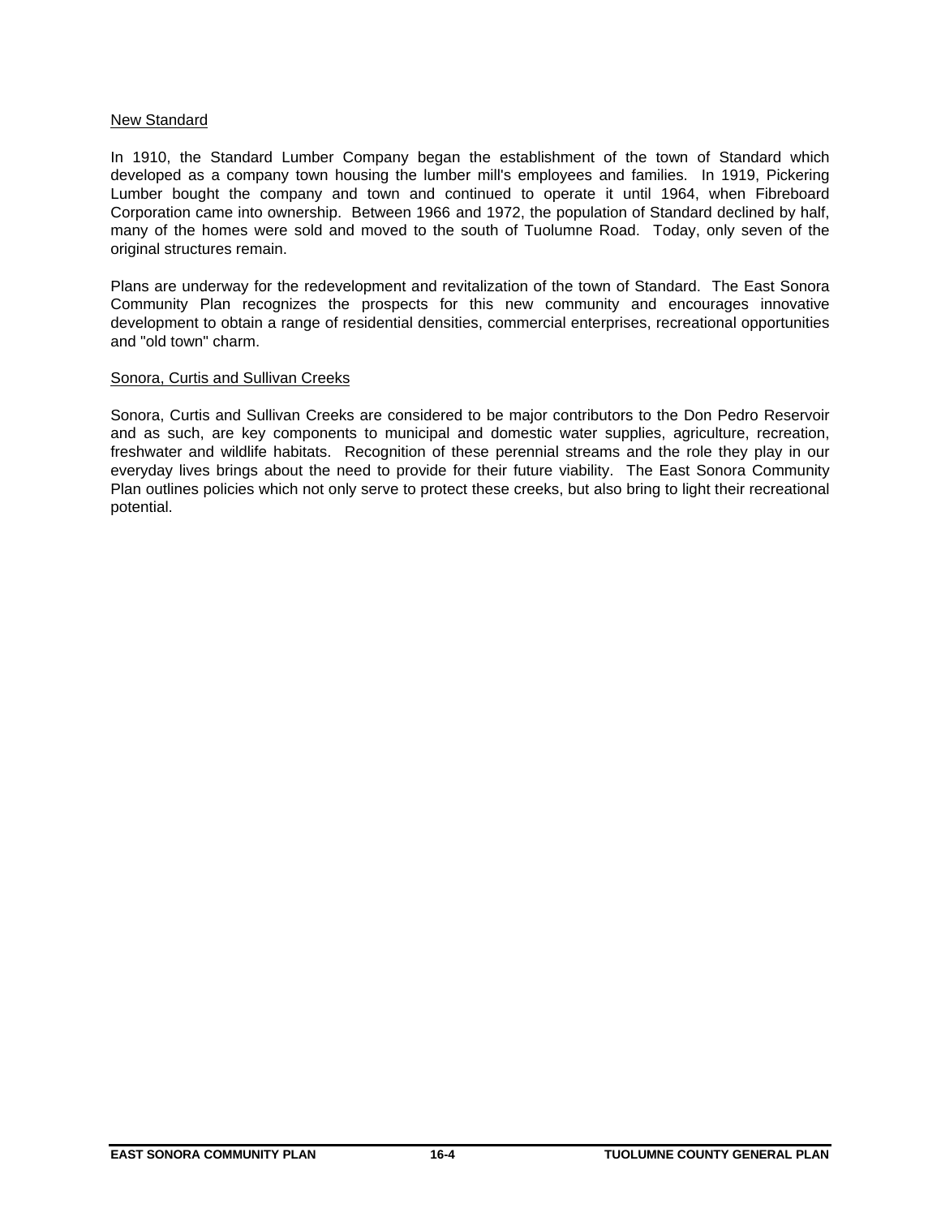<u>New Standard</u>

In 1910, the Standard Lumber Company began the establishment of the town of Standard which developed as a company town housing the lumber mill's employees and families. In 1919, Pickering Lumber bought the company and town and continued to operate it until 1964, when Fibreboard Corporation came into ownership. Between 1966 and 1972, the population of Standard declined by half, many of the homes were sold and moved to the south of Tuolumne Road. Today, only seven of the original structures remain.

Plans are underway for the redevelopment and revitalization of the town of Standard. The East Sonora Community Plan recognizes the prospects for this new community and encourages innovative development to obtain a range of residential densities, commercial enterprises, recreational opportunities and "old town" charm.

<u>Sonora, Curtis and Sullivan Creeks</u>

Sonora, Curtis and Sullivan Creeks are considered to be major contributors to the Don Pedro Reservoir and as such, are key components to municipal and domestic water supplies, agriculture, recreation, freshwater and wildlife habitats. Recognition of these perennial streams and the role they play in our everyday lives brings about the need to provide for their future viability. The East Sonora Community Plan outlines policies which not only serve to protect these creeks, but also bring to light their recreational potential.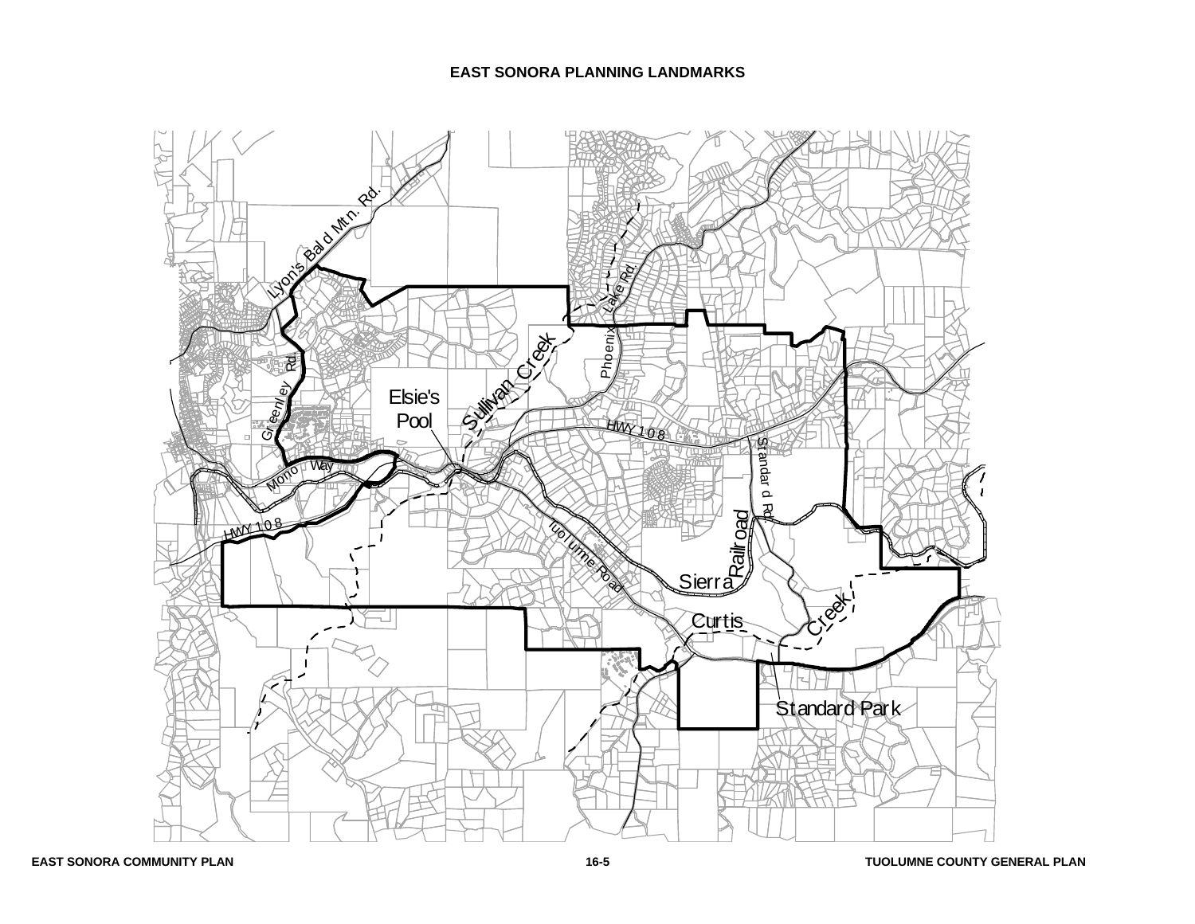# EAST SONORA PLANNING LANDMARKS

Lyon's Bald Mtn. Rd.

Phoenix Lake Rd.

Greenley Rd.

Elsie's Pool

Sullivan Creek

HWY 108

Standard Rd.

Mono Way

HWY 108

Tuolumne Road

Railroad

Sierra

Curtis

Creek

Standard Park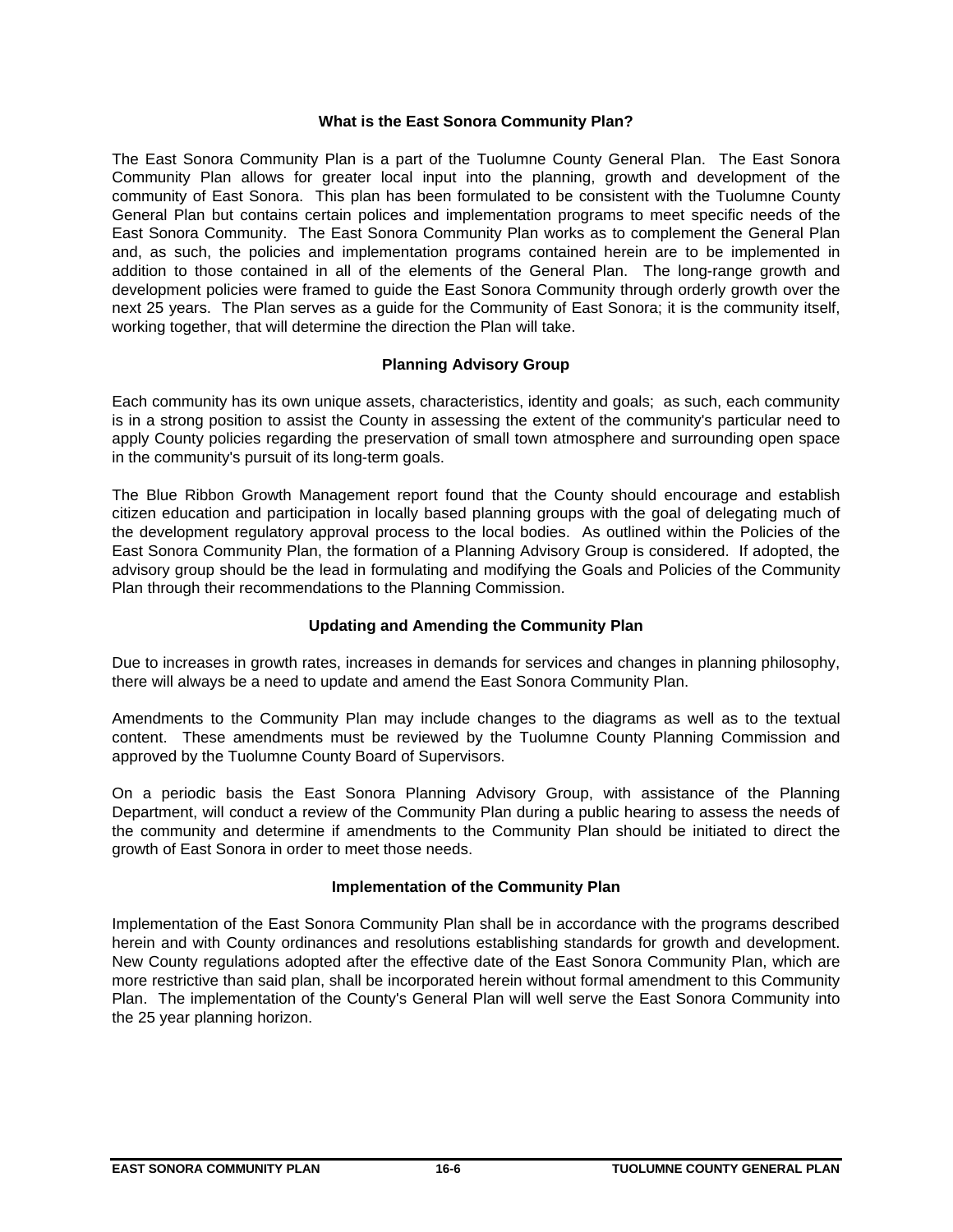## What is the East Sonora Community Plan?

The East Sonora Community Plan is a part of the Tuolumne County General Plan. The East Sonora Community Plan allows for greater local input into the planning, growth and development of the community of East Sonora. This plan has been formulated to be consistent with the Tuolumne County General Plan but contains certain polices and implementation programs to meet specific needs of the East Sonora Community. The East Sonora Community Plan works as to complement the General Plan and, as such, the policies and implementation programs contained herein are to be implemented in addition to those contained in all of the elements of the General Plan. The long-range growth and development policies were framed to guide the East Sonora Community through orderly growth over the next 25 years. The Plan serves as a guide for the Community of East Sonora; it is the community itself, working together, that will determine the direction the Plan will take.

## Planning Advisory Group

Each community has its own unique assets, characteristics, identity and goals; as such, each community is in a strong position to assist the County in assessing the extent of the community's particular need to apply County policies regarding the preservation of small town atmosphere and surrounding open space in the community's pursuit of its long-term goals.

The Blue Ribbon Growth Management report found that the County should encourage and establish citizen education and participation in locally based planning groups with the goal of delegating much of the development regulatory approval process to the local bodies. As outlined within the Policies of the East Sonora Community Plan, the formation of a Planning Advisory Group is considered. If adopted, the advisory group should be the lead in formulating and modifying the Goals and Policies of the Community Plan through their recommendations to the Planning Commission.

## Updating and Amending the Community Plan

Due to increases in growth rates, increases in demands for services and changes in planning philosophy, there will always be a need to update and amend the East Sonora Community Plan.

Amendments to the Community Plan may include changes to the diagrams as well as to the textual content. These amendments must be reviewed by the Tuolumne County Planning Commission and approved by the Tuolumne County Board of Supervisors.

On a periodic basis the East Sonora Planning Advisory Group, with assistance of the Planning Department, will conduct a review of the Community Plan during a public hearing to assess the needs of the community and determine if amendments to the Community Plan should be initiated to direct the growth of East Sonora in order to meet those needs.

## Implementation of the Community Plan

Implementation of the East Sonora Community Plan shall be in accordance with the programs described herein and with County ordinances and resolutions establishing standards for growth and development. New County regulations adopted after the effective date of the East Sonora Community Plan, which are more restrictive than said plan, shall be incorporated herein without formal amendment to this Community Plan. The implementation of the County's General Plan will well serve the East Sonora Community into the 25 year planning horizon.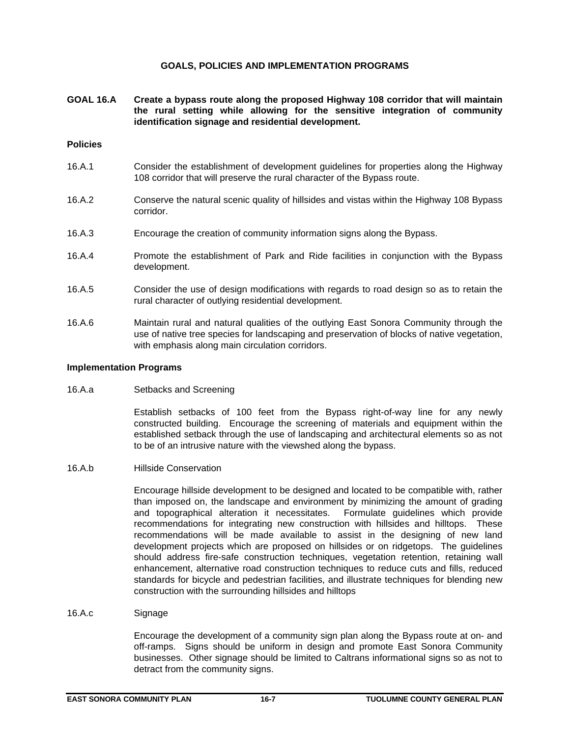## GOALS, POLICIES AND IMPLEMENTATION PROGRAMS

**GOAL 16.A** **Create a bypass route along the proposed Highway 108 corridor that will maintain the rural setting while allowing for the sensitive integration of community identification signage and residential development.**

### Policies

16.A.1 Consider the establishment of development guidelines for properties along the Highway 108 corridor that will preserve the rural character of the Bypass route.

16.A.2 Conserve the natural scenic quality of hillsides and vistas within the Highway 108 Bypass corridor.

16.A.3 Encourage the creation of community information signs along the Bypass.

16.A.4 Promote the establishment of Park and Ride facilities in conjunction with the Bypass development.

16.A.5 Consider the use of design modifications with regards to road design so as to retain the rural character of outlying residential development.

16.A.6 Maintain rural and natural qualities of the outlying East Sonora Community through the use of native tree species for landscaping and preservation of blocks of native vegetation, with emphasis along main circulation corridors.

### Implementation Programs

16.A.a Setbacks and Screening

Establish setbacks of 100 feet from the Bypass right-of-way line for any newly constructed building. Encourage the screening of materials and equipment within the established setback through the use of landscaping and architectural elements so as not to be of an intrusive nature with the viewshed along the bypass.

16.A.b Hillside Conservation

Encourage hillside development to be designed and located to be compatible with, rather than imposed on, the landscape and environment by minimizing the amount of grading and topographical alteration it necessitates. Formulate guidelines which provide recommendations for integrating new construction with hillsides and hilltops. These recommendations will be made available to assist in the designing of new land development projects which are proposed on hillsides or on ridgetops. The guidelines should address fire-safe construction techniques, vegetation retention, retaining wall enhancement, alternative road construction techniques to reduce cuts and fills, reduced standards for bicycle and pedestrian facilities, and illustrate techniques for blending new construction with the surrounding hillsides and hilltops

16.A.c Signage

Encourage the development of a community sign plan along the Bypass route at on- and off-ramps. Signs should be uniform in design and promote East Sonora Community businesses. Other signage should be limited to Caltrans informational signs so as not to detract from the community signs.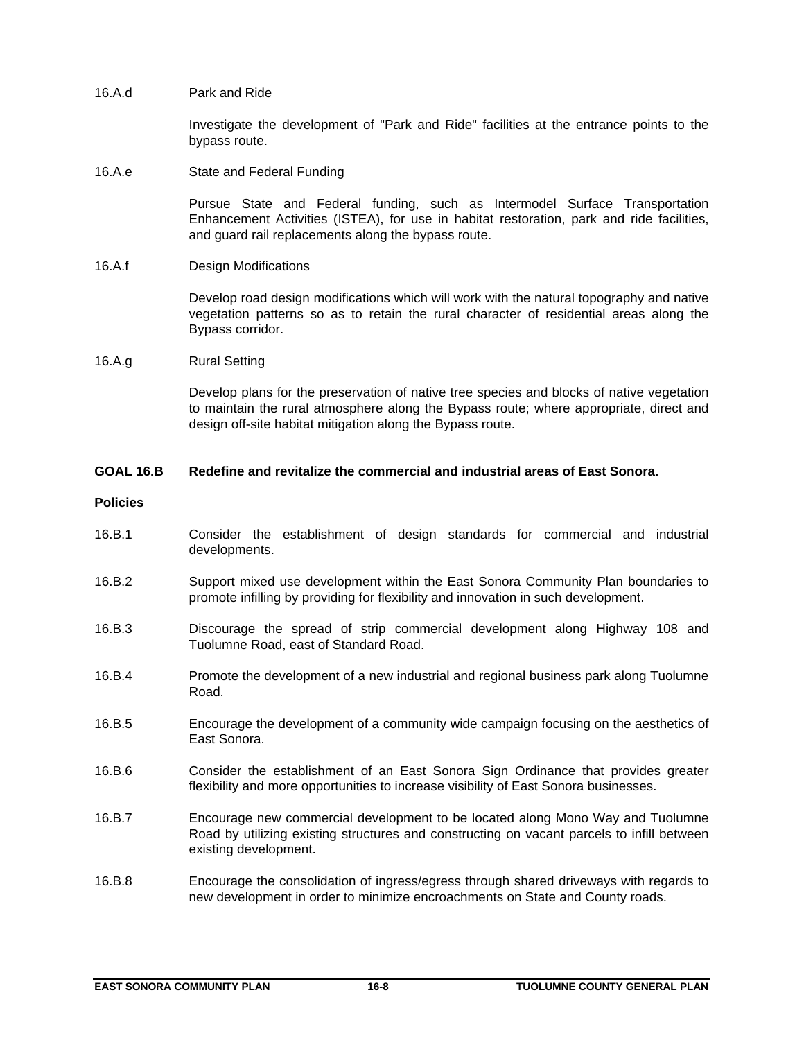16.A.d Park and Ride

Investigate the development of "Park and Ride" facilities at the entrance points to the bypass route.

16.A.e State and Federal Funding

Pursue State and Federal funding, such as Intermodel Surface Transportation Enhancement Activities (ISTEA), for use in habitat restoration, park and ride facilities, and guard rail replacements along the bypass route.

16.A.f Design Modifications

Develop road design modifications which will work with the natural topography and native vegetation patterns so as to retain the rural character of residential areas along the Bypass corridor.

16.A.g Rural Setting

Develop plans for the preservation of native tree species and blocks of native vegetation to maintain the rural atmosphere along the Bypass route; where appropriate, direct and design off-site habitat mitigation along the Bypass route.

**GOAL 16.B Redefine and revitalize the commercial and industrial areas of East Sonora.**

**Policies**

16.B.1 Consider the establishment of design standards for commercial and industrial developments.

16.B.2 Support mixed use development within the East Sonora Community Plan boundaries to promote infilling by providing for flexibility and innovation in such development.

16.B.3 Discourage the spread of strip commercial development along Highway 108 and Tuolumne Road, east of Standard Road.

16.B.4 Promote the development of a new industrial and regional business park along Tuolumne Road.

16.B.5 Encourage the development of a community wide campaign focusing on the aesthetics of East Sonora.

16.B.6 Consider the establishment of an East Sonora Sign Ordinance that provides greater flexibility and more opportunities to increase visibility of East Sonora businesses.

16.B.7 Encourage new commercial development to be located along Mono Way and Tuolumne Road by utilizing existing structures and constructing on vacant parcels to infill between existing development.

16.B.8 Encourage the consolidation of ingress/egress through shared driveways with regards to new development in order to minimize encroachments on State and County roads.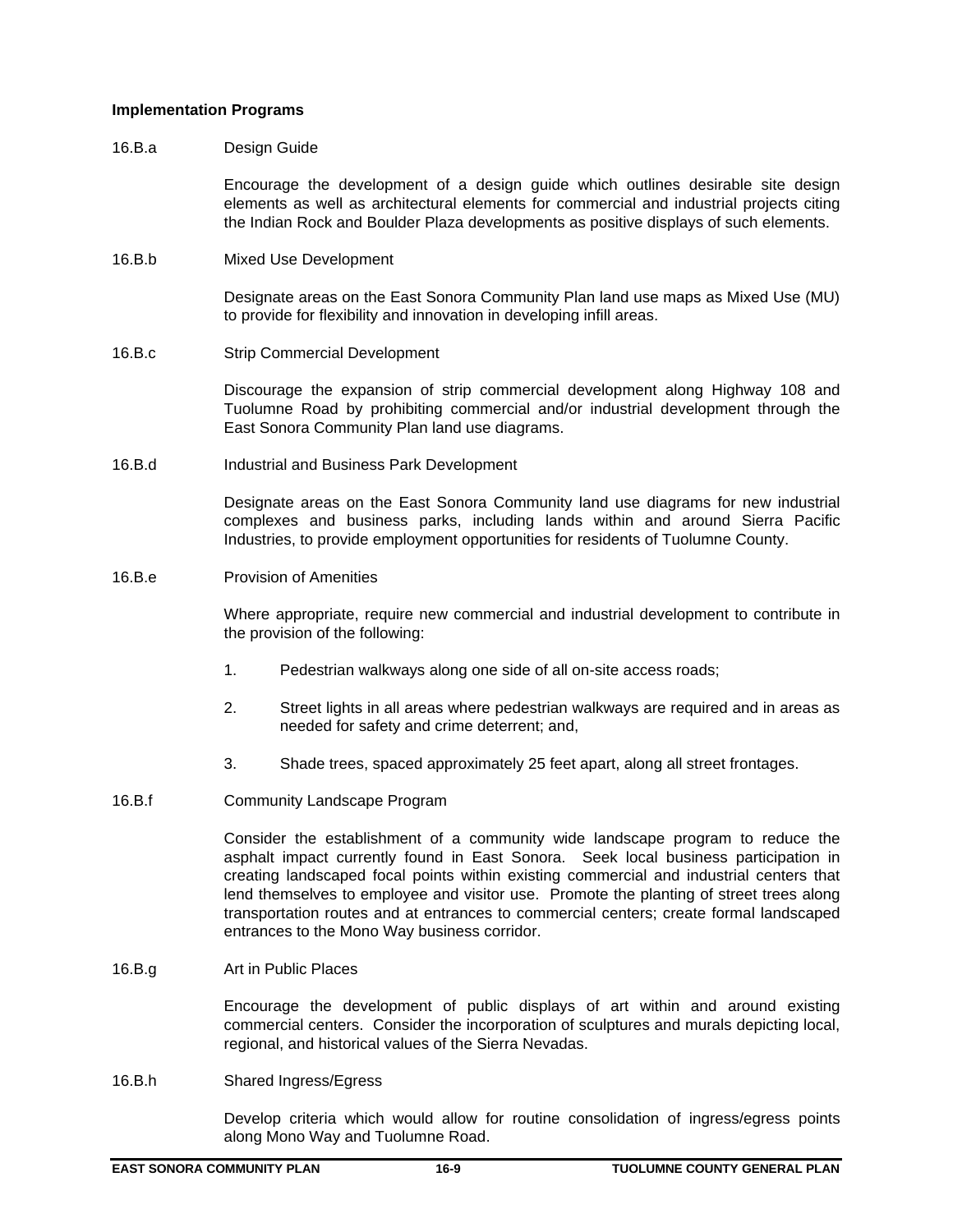**Implementation Programs**

16.B.a Design Guide

Encourage the development of a design guide which outlines desirable site design elements as well as architectural elements for commercial and industrial projects citing the Indian Rock and Boulder Plaza developments as positive displays of such elements.

16.B.b Mixed Use Development

Designate areas on the East Sonora Community Plan land use maps as Mixed Use (MU) to provide for flexibility and innovation in developing infill areas.

16.B.c Strip Commercial Development

Discourage the expansion of strip commercial development along Highway 108 and Tuolumne Road by prohibiting commercial and/or industrial development through the East Sonora Community Plan land use diagrams.

16.B.d Industrial and Business Park Development

Designate areas on the East Sonora Community land use diagrams for new industrial complexes and business parks, including lands within and around Sierra Pacific Industries, to provide employment opportunities for residents of Tuolumne County.

16.B.e Provision of Amenities

Where appropriate, require new commercial and industrial development to contribute in the provision of the following:

1. Pedestrian walkways along one side of all on-site access roads;

2. Street lights in all areas where pedestrian walkways are required and in areas as needed for safety and crime deterrent; and,

3. Shade trees, spaced approximately 25 feet apart, along all street frontages.

16.B.f Community Landscape Program

Consider the establishment of a community wide landscape program to reduce the asphalt impact currently found in East Sonora. Seek local business participation in creating landscaped focal points within existing commercial and industrial centers that lend themselves to employee and visitor use. Promote the planting of street trees along transportation routes and at entrances to commercial centers; create formal landscaped entrances to the Mono Way business corridor.

16.B.g Art in Public Places

Encourage the development of public displays of art within and around existing commercial centers. Consider the incorporation of sculptures and murals depicting local, regional, and historical values of the Sierra Nevadas.

16.B.h Shared Ingress/Egress

Develop criteria which would allow for routine consolidation of ingress/egress points along Mono Way and Tuolumne Road.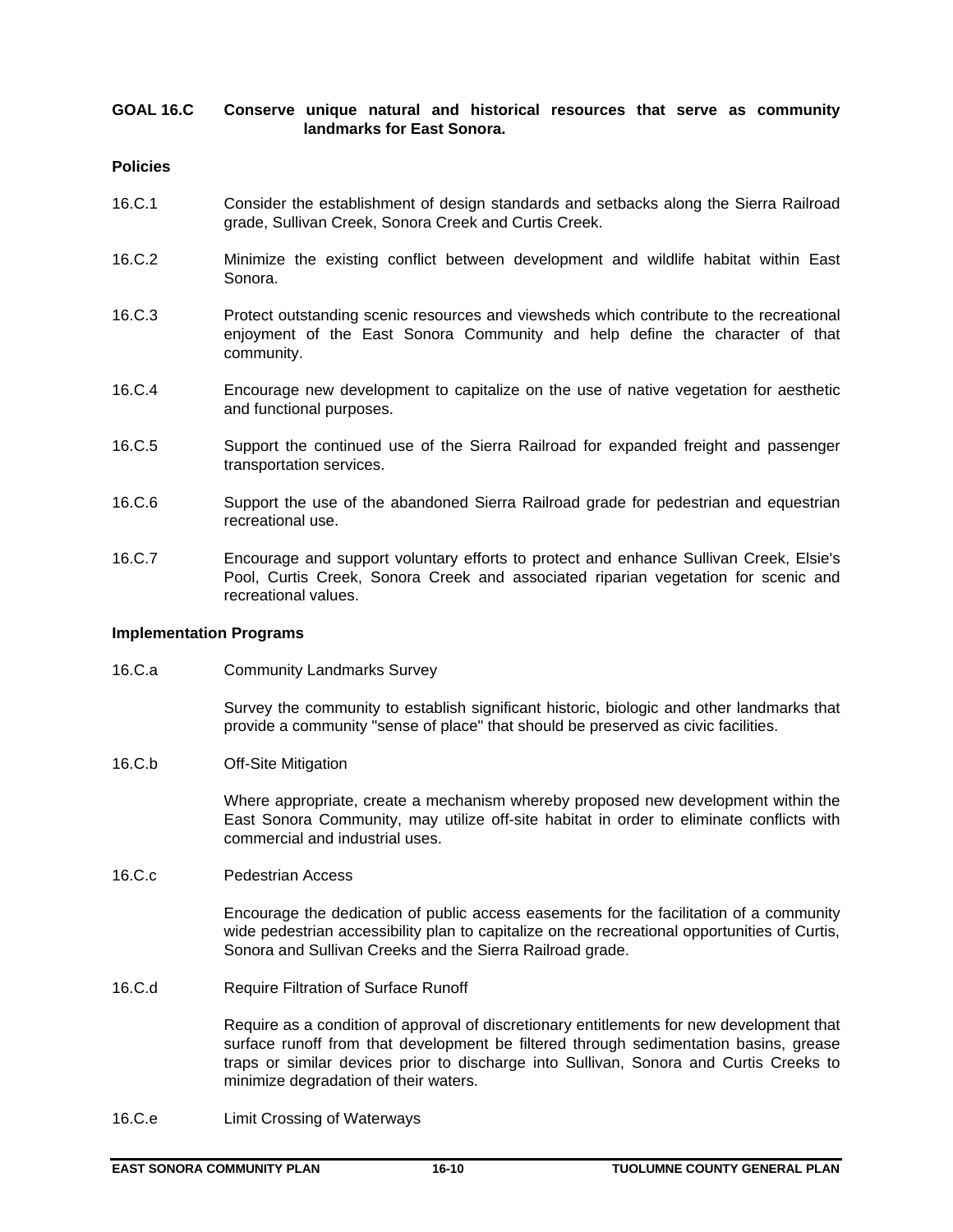**GOAL 16.C Conserve unique natural and historical resources that serve as community landmarks for East Sonora.**

**Policies**

16.C.1 Consider the establishment of design standards and setbacks along the Sierra Railroad grade, Sullivan Creek, Sonora Creek and Curtis Creek.

16.C.2 Minimize the existing conflict between development and wildlife habitat within East Sonora.

16.C.3 Protect outstanding scenic resources and viewsheds which contribute to the recreational enjoyment of the East Sonora Community and help define the character of that community.

16.C.4 Encourage new development to capitalize on the use of native vegetation for aesthetic and functional purposes.

16.C.5 Support the continued use of the Sierra Railroad for expanded freight and passenger transportation services.

16.C.6 Support the use of the abandoned Sierra Railroad grade for pedestrian and equestrian recreational use.

16.C.7 Encourage and support voluntary efforts to protect and enhance Sullivan Creek, Elsie's Pool, Curtis Creek, Sonora Creek and associated riparian vegetation for scenic and recreational values.

**Implementation Programs**

16.C.a Community Landmarks Survey

Survey the community to establish significant historic, biologic and other landmarks that provide a community "sense of place" that should be preserved as civic facilities.

16.C.b Off-Site Mitigation

Where appropriate, create a mechanism whereby proposed new development within the East Sonora Community, may utilize off-site habitat in order to eliminate conflicts with commercial and industrial uses.

16.C.c Pedestrian Access

Encourage the dedication of public access easements for the facilitation of a community wide pedestrian accessibility plan to capitalize on the recreational opportunities of Curtis, Sonora and Sullivan Creeks and the Sierra Railroad grade.

16.C.d Require Filtration of Surface Runoff

Require as a condition of approval of discretionary entitlements for new development that surface runoff from that development be filtered through sedimentation basins, grease traps or similar devices prior to discharge into Sullivan, Sonora and Curtis Creeks to minimize degradation of their waters.

16.C.e Limit Crossing of Waterways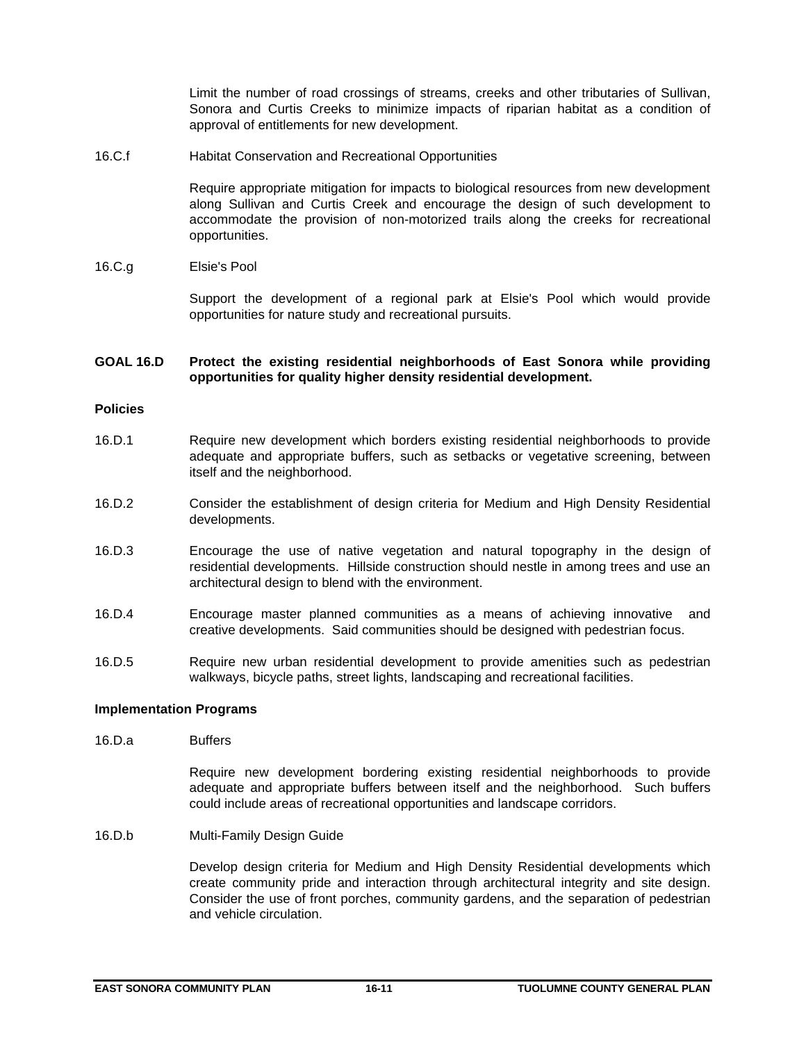Limit the number of road crossings of streams, creeks and other tributaries of Sullivan, Sonora and Curtis Creeks to minimize impacts of riparian habitat as a condition of approval of entitlements for new development.

16.C.f Habitat Conservation and Recreational Opportunities

Require appropriate mitigation for impacts to biological resources from new development along Sullivan and Curtis Creek and encourage the design of such development to accommodate the provision of non-motorized trails along the creeks for recreational opportunities.

16.C.g Elsie's Pool

Support the development of a regional park at Elsie's Pool which would provide opportunities for nature study and recreational pursuits.

**GOAL 16.D Protect the existing residential neighborhoods of East Sonora while providing opportunities for quality higher density residential development.**

**Policies**

16.D.1 Require new development which borders existing residential neighborhoods to provide adequate and appropriate buffers, such as setbacks or vegetative screening, between itself and the neighborhood.

16.D.2 Consider the establishment of design criteria for Medium and High Density Residential developments.

16.D.3 Encourage the use of native vegetation and natural topography in the design of residential developments. Hillside construction should nestle in among trees and use an architectural design to blend with the environment.

16.D.4 Encourage master planned communities as a means of achieving innovative and creative developments. Said communities should be designed with pedestrian focus.

16.D.5 Require new urban residential development to provide amenities such as pedestrian walkways, bicycle paths, street lights, landscaping and recreational facilities.

**Implementation Programs**

16.D.a Buffers

Require new development bordering existing residential neighborhoods to provide adequate and appropriate buffers between itself and the neighborhood. Such buffers could include areas of recreational opportunities and landscape corridors.

16.D.b Multi-Family Design Guide

Develop design criteria for Medium and High Density Residential developments which create community pride and interaction through architectural integrity and site design. Consider the use of front porches, community gardens, and the separation of pedestrian and vehicle circulation.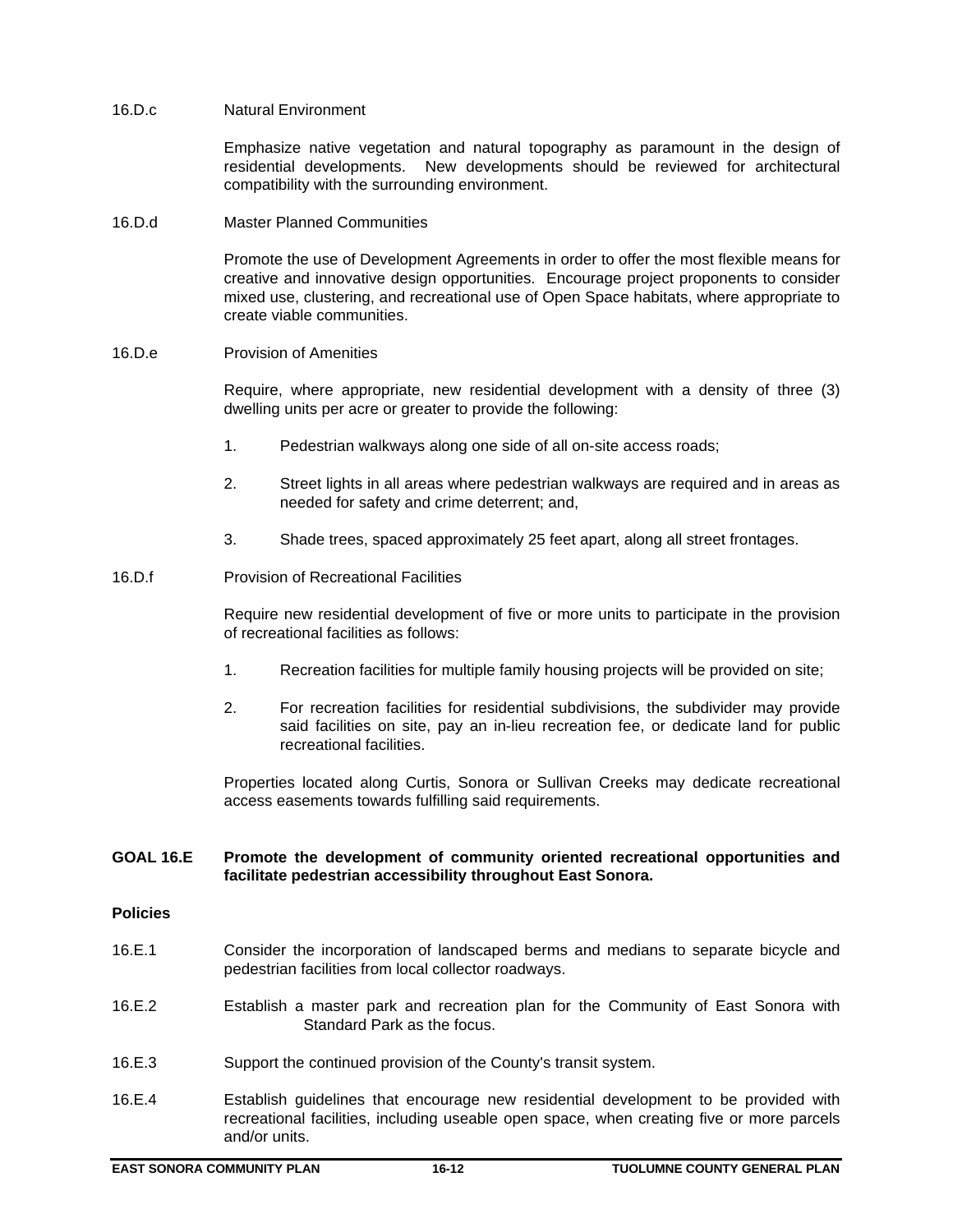16.D.c Natural Environment

Emphasize native vegetation and natural topography as paramount in the design of residential developments. New developments should be reviewed for architectural compatibility with the surrounding environment.

16.D.d Master Planned Communities

Promote the use of Development Agreements in order to offer the most flexible means for creative and innovative design opportunities. Encourage project proponents to consider mixed use, clustering, and recreational use of Open Space habitats, where appropriate to create viable communities.

16.D.e Provision of Amenities

Require, where appropriate, new residential development with a density of three (3) dwelling units per acre or greater to provide the following:

1. Pedestrian walkways along one side of all on-site access roads;

2. Street lights in all areas where pedestrian walkways are required and in areas as needed for safety and crime deterrent; and,

3. Shade trees, spaced approximately 25 feet apart, along all street frontages.

16.D.f Provision of Recreational Facilities

Require new residential development of five or more units to participate in the provision of recreational facilities as follows:

1. Recreation facilities for multiple family housing projects will be provided on site;

2. For recreation facilities for residential subdivisions, the subdivider may provide said facilities on site, pay an in-lieu recreation fee, or dedicate land for public recreational facilities.

Properties located along Curtis, Sonora or Sullivan Creeks may dedicate recreational access easements towards fulfilling said requirements.

**GOAL 16.E Promote the development of community oriented recreational opportunities and facilitate pedestrian accessibility throughout East Sonora.**

**Policies**

16.E.1 Consider the incorporation of landscaped berms and medians to separate bicycle and pedestrian facilities from local collector roadways.

16.E.2 Establish a master park and recreation plan for the Community of East Sonora with Standard Park as the focus.

16.E.3 Support the continued provision of the County's transit system.

16.E.4 Establish guidelines that encourage new residential development to be provided with recreational facilities, including useable open space, when creating five or more parcels and/or units.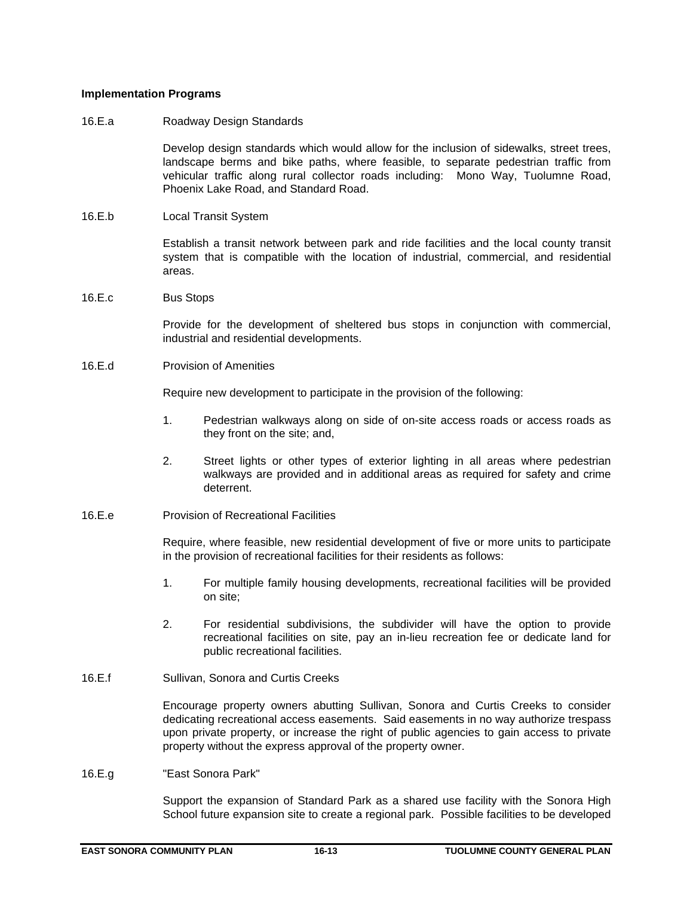**Implementation Programs**

16.E.a Roadway Design Standards

Develop design standards which would allow for the inclusion of sidewalks, street trees, landscape berms and bike paths, where feasible, to separate pedestrian traffic from vehicular traffic along rural collector roads including: Mono Way, Tuolumne Road, Phoenix Lake Road, and Standard Road.

16.E.b Local Transit System

Establish a transit network between park and ride facilities and the local county transit system that is compatible with the location of industrial, commercial, and residential areas.

16.E.c Bus Stops

Provide for the development of sheltered bus stops in conjunction with commercial, industrial and residential developments.

16.E.d Provision of Amenities

Require new development to participate in the provision of the following:

1. Pedestrian walkways along on side of on-site access roads or access roads as they front on the site; and,

2. Street lights or other types of exterior lighting in all areas where pedestrian walkways are provided and in additional areas as required for safety and crime deterrent.

16.E.e Provision of Recreational Facilities

Require, where feasible, new residential development of five or more units to participate in the provision of recreational facilities for their residents as follows:

1. For multiple family housing developments, recreational facilities will be provided on site;

2. For residential subdivisions, the subdivider will have the option to provide recreational facilities on site, pay an in-lieu recreation fee or dedicate land for public recreational facilities.

16.E.f Sullivan, Sonora and Curtis Creeks

Encourage property owners abutting Sullivan, Sonora and Curtis Creeks to consider dedicating recreational access easements. Said easements in no way authorize trespass upon private property, or increase the right of public agencies to gain access to private property without the express approval of the property owner.

16.E.g "East Sonora Park"

Support the expansion of Standard Park as a shared use facility with the Sonora High School future expansion site to create a regional park. Possible facilities to be developed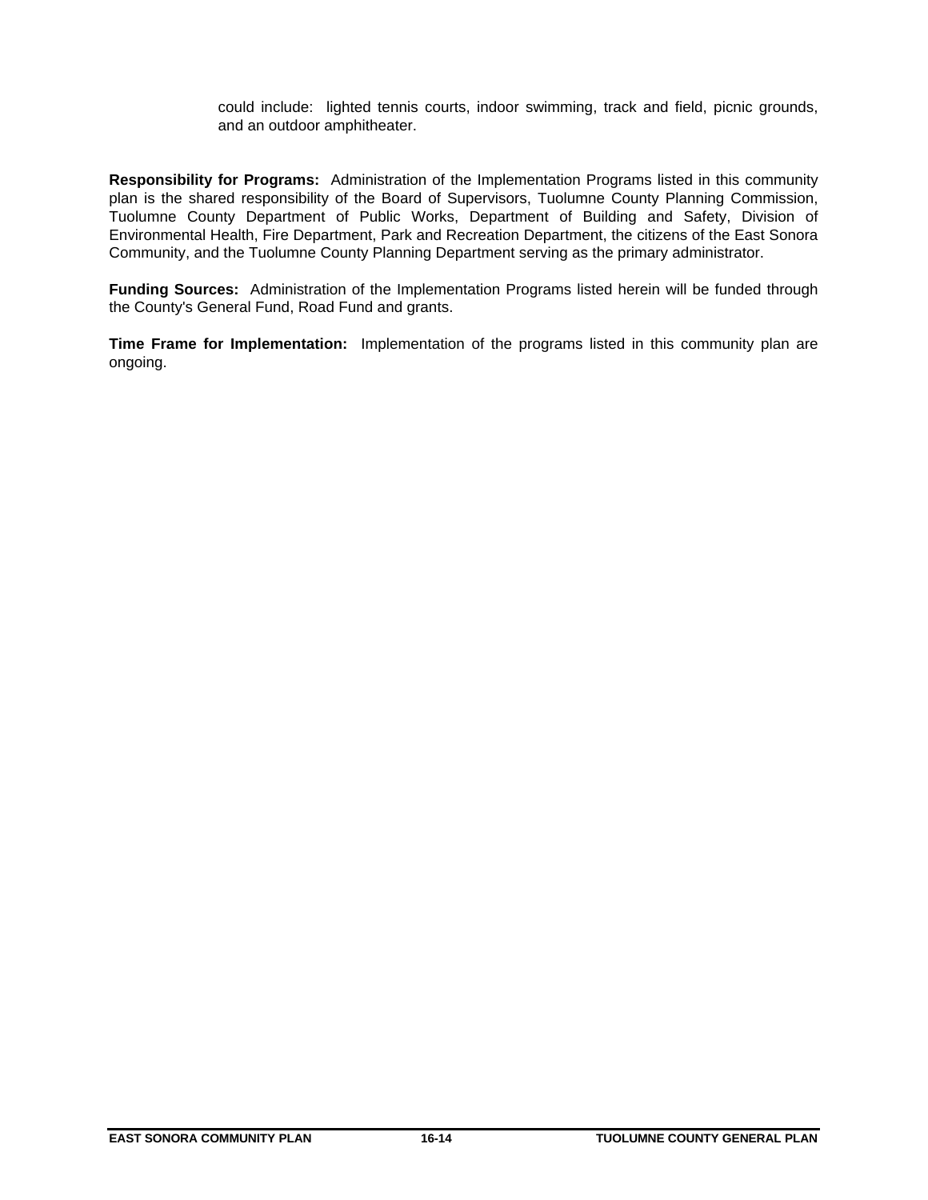could include: lighted tennis courts, indoor swimming, track and field, picnic grounds, and an outdoor amphitheater.

**Responsibility for Programs:** Administration of the Implementation Programs listed in this community plan is the shared responsibility of the Board of Supervisors, Tuolumne County Planning Commission, Tuolumne County Department of Public Works, Department of Building and Safety, Division of Environmental Health, Fire Department, Park and Recreation Department, the citizens of the East Sonora Community, and the Tuolumne County Planning Department serving as the primary administrator.

**Funding Sources:** Administration of the Implementation Programs listed herein will be funded through the County's General Fund, Road Fund and grants.

**Time Frame for Implementation:** Implementation of the programs listed in this community plan are ongoing.